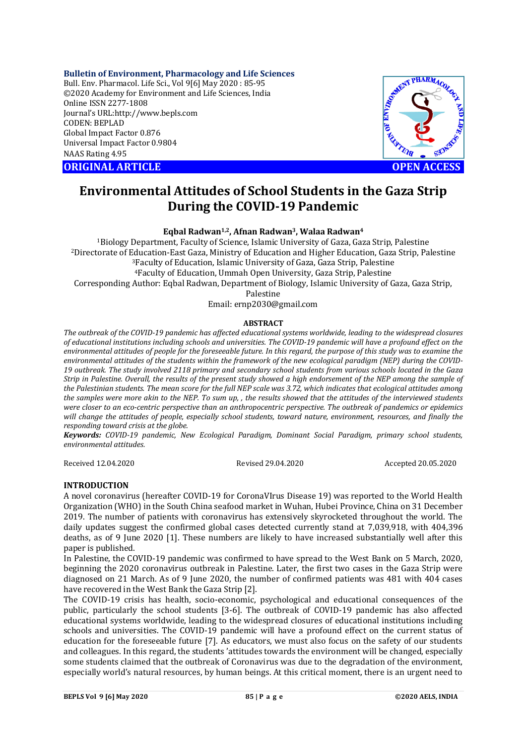Bulletin of Environment, Pharmacology and Life Sciences
Bull. Env. Pharmacol. Life Sci., Vol 9[6] May 2020 : 85-95
©2020 Academy for Environment and Life Sciences, India
Online ISSN 2277-1808
Journal's URL:http://www.bepls.com
CODEN: BEPLAD
Global Impact Factor 0.876
Universal Impact Factor 0.9804
NAAS Rating 4.95

**ORIGINAL ARTICLE** **OPEN ACCESS**

# Environmental Attitudes of School Students in the Gaza Strip During the COVID-19 Pandemic

**Eqbal Radwan[1,2], Afnan Radwan[3], Walaa Radwan[4]**

[1]Biology Department, Faculty of Science, Islamic University of Gaza, Gaza Strip, Palestine
[2]Directorate of Education-East Gaza, Ministry of Education and Higher Education, Gaza Strip, Palestine
[3]Faculty of Education, Islamic University of Gaza, Gaza Strip, Palestine
[4]Faculty of Education, Ummah Open University, Gaza Strip, Palestine
Corresponding Author: Eqbal Radwan, Department of Biology, Islamic University of Gaza, Gaza Strip, Palestine
Email: ernp2030@gmail.com

## ABSTRACT

*The outbreak of the COVID-19 pandemic has affected educational systems worldwide, leading to the widespread closures of educational institutions including schools and universities. The COVID-19 pandemic will have a profound effect on the environmental attitudes of people for the foreseeable future. In this regard, the purpose of this study was to examine the environmental attitudes of the students within the framework of the new ecological paradigm (NEP) during the COVID-19 outbreak. The study involved 2118 primary and secondary school students from various schools located in the Gaza Strip in Palestine. Overall, the results of the present study showed a high endorsement of the NEP among the sample of the Palestinian students. The mean score for the full NEP scale was 3.72, which indicates that ecological attitudes among the samples were more akin to the NEP. To sum up, , the results showed that the attitudes of the interviewed students were closer to an eco-centric perspective than an anthropocentric perspective. The outbreak of pandemics or epidemics will change the attitudes of people, especially school students, toward nature, environment, resources, and finally the responding toward crisis at the globe.*

***Keywords:*** *COVID-19 pandemic, New Ecological Paradigm, Dominant Social Paradigm, primary school students, environmental attitudes.*

Received 12.04.2020 Revised 29.04.2020 Accepted 20.05.2020

## INTRODUCTION

A novel coronavirus (hereafter COVID-19 for CoronaVIrus Disease 19) was reported to the World Health Organization (WHO) in the South China seafood market in Wuhan, Hubei Province, China on 31 December 2019. The number of patients with coronavirus has extensively skyrocketed throughout the world. The daily updates suggest the confirmed global cases detected currently stand at 7,039,918, with 404,396 deaths, as of 9 June 2020 [1]. These numbers are likely to have increased substantially well after this paper is published.

In Palestine, the COVID-19 pandemic was confirmed to have spread to the West Bank on 5 March, 2020, beginning the 2020 coronavirus outbreak in Palestine. Later, the first two cases in the Gaza Strip were diagnosed on 21 March. As of 9 June 2020, the number of confirmed patients was 481 with 404 cases have recovered in the West Bank the Gaza Strip [2].

The COVID-19 crisis has health, socio-economic, psychological and educational consequences of the public, particularly the school students [3-6]. The outbreak of COVID-19 pandemic has also affected educational systems worldwide, leading to the widespread closures of educational institutions including schools and universities. The COVID-19 pandemic will have a profound effect on the current status of education for the foreseeable future [7]. As educators, we must also focus on the safety of our students and colleagues. In this regard, the students 'attitudes towards the environment will be changed, especially some students claimed that the outbreak of Coronavirus was due to the degradation of the environment, especially world's natural resources, by human beings. At this critical moment, there is an urgent need to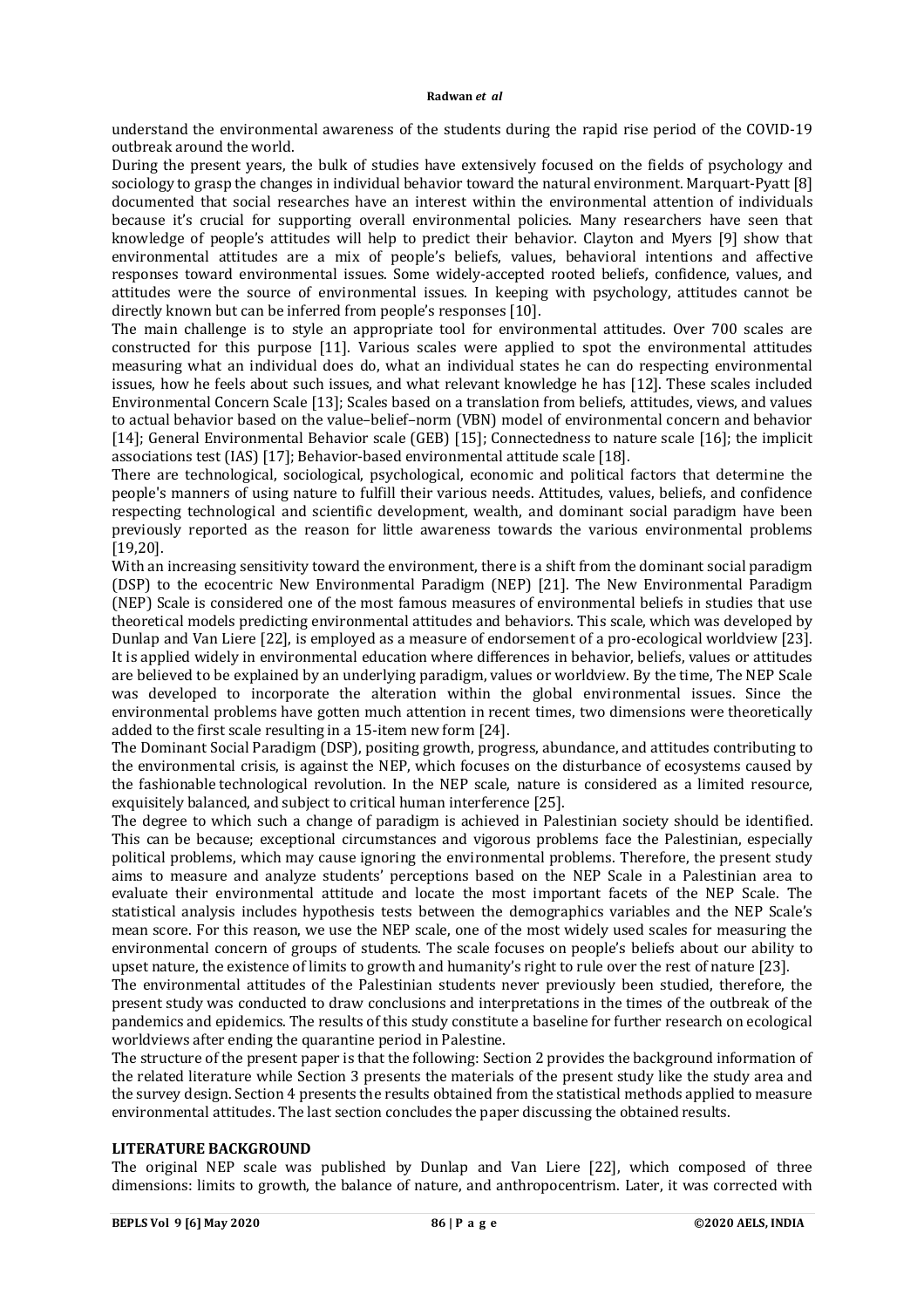understand the environmental awareness of the students during the rapid rise period of the COVID-19 outbreak around the world.

During the present years, the bulk of studies have extensively focused on the fields of psychology and sociology to grasp the changes in individual behavior toward the natural environment. Marquart-Pyatt [8] documented that social researches have an interest within the environmental attention of individuals because it's crucial for supporting overall environmental policies. Many researchers have seen that knowledge of people's attitudes will help to predict their behavior. Clayton and Myers [9] show that environmental attitudes are a mix of people's beliefs, values, behavioral intentions and affective responses toward environmental issues. Some widely-accepted rooted beliefs, confidence, values, and attitudes were the source of environmental issues. In keeping with psychology, attitudes cannot be directly known but can be inferred from people's responses [10].

The main challenge is to style an appropriate tool for environmental attitudes. Over 700 scales are constructed for this purpose [11]. Various scales were applied to spot the environmental attitudes measuring what an individual does do, what an individual states he can do respecting environmental issues, how he feels about such issues, and what relevant knowledge he has [12]. These scales included Environmental Concern Scale [13]; Scales based on a translation from beliefs, attitudes, views, and values to actual behavior based on the value–belief–norm (VBN) model of environmental concern and behavior [14]; General Environmental Behavior scale (GEB) [15]; Connectedness to nature scale [16]; the implicit associations test (IAS) [17]; Behavior-based environmental attitude scale [18].

There are technological, sociological, psychological, economic and political factors that determine the people's manners of using nature to fulfill their various needs. Attitudes, values, beliefs, and confidence respecting technological and scientific development, wealth, and dominant social paradigm have been previously reported as the reason for little awareness towards the various environmental problems [19,20].

With an increasing sensitivity toward the environment, there is a shift from the dominant social paradigm (DSP) to the ecocentric New Environmental Paradigm (NEP) [21]. The New Environmental Paradigm (NEP) Scale is considered one of the most famous measures of environmental beliefs in studies that use theoretical models predicting environmental attitudes and behaviors. This scale, which was developed by Dunlap and Van Liere [22], is employed as a measure of endorsement of a pro-ecological worldview [23]. It is applied widely in environmental education where differences in behavior, beliefs, values or attitudes are believed to be explained by an underlying paradigm, values or worldview. By the time, The NEP Scale was developed to incorporate the alteration within the global environmental issues. Since the environmental problems have gotten much attention in recent times, two dimensions were theoretically added to the first scale resulting in a 15-item new form [24].

The Dominant Social Paradigm (DSP), positing growth, progress, abundance, and attitudes contributing to the environmental crisis, is against the NEP, which focuses on the disturbance of ecosystems caused by the fashionable technological revolution. In the NEP scale, nature is considered as a limited resource, exquisitely balanced, and subject to critical human interference [25].

The degree to which such a change of paradigm is achieved in Palestinian society should be identified. This can be because; exceptional circumstances and vigorous problems face the Palestinian, especially political problems, which may cause ignoring the environmental problems. Therefore, the present study aims to measure and analyze students' perceptions based on the NEP Scale in a Palestinian area to evaluate their environmental attitude and locate the most important facets of the NEP Scale. The statistical analysis includes hypothesis tests between the demographics variables and the NEP Scale's mean score. For this reason, we use the NEP scale, one of the most widely used scales for measuring the environmental concern of groups of students. The scale focuses on people's beliefs about our ability to upset nature, the existence of limits to growth and humanity's right to rule over the rest of nature [23].

The environmental attitudes of the Palestinian students never previously been studied, therefore, the present study was conducted to draw conclusions and interpretations in the times of the outbreak of the pandemics and epidemics. The results of this study constitute a baseline for further research on ecological worldviews after ending the quarantine period in Palestine.

The structure of the present paper is that the following: Section 2 provides the background information of the related literature while Section 3 presents the materials of the present study like the study area and the survey design. Section 4 presents the results obtained from the statistical methods applied to measure environmental attitudes. The last section concludes the paper discussing the obtained results.

## LITERATURE BACKGROUND

The original NEP scale was published by Dunlap and Van Liere [22], which composed of three dimensions: limits to growth, the balance of nature, and anthropocentrism. Later, it was corrected with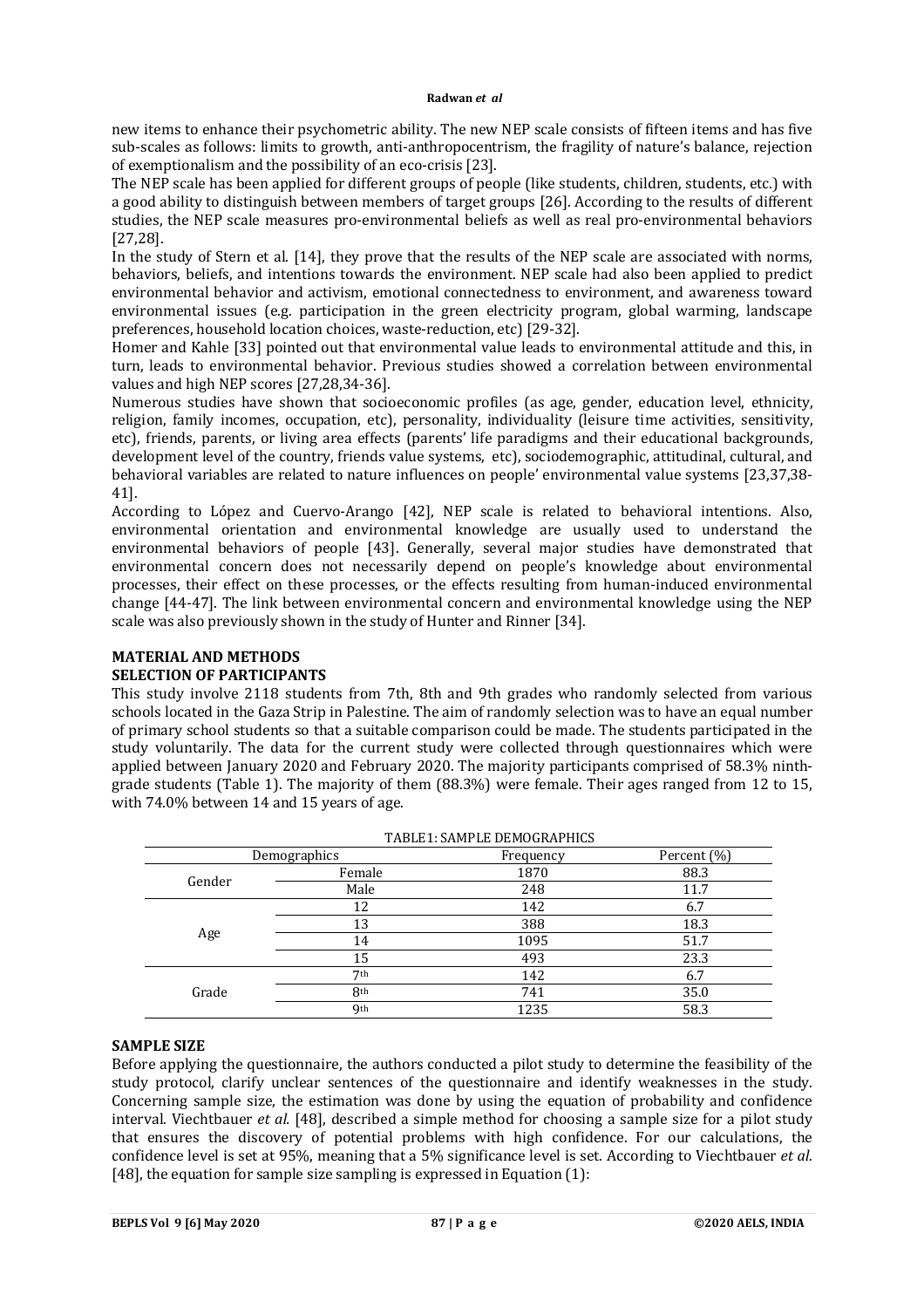new items to enhance their psychometric ability. The new NEP scale consists of fifteen items and has five sub-scales as follows: limits to growth, anti-anthropocentrism, the fragility of nature's balance, rejection of exemptionalism and the possibility of an eco-crisis [23].

The NEP scale has been applied for different groups of people (like students, children, students, etc.) with a good ability to distinguish between members of target groups [26]. According to the results of different studies, the NEP scale measures pro-environmental beliefs as well as real pro-environmental behaviors [27,28].

In the study of Stern et al. [14], they prove that the results of the NEP scale are associated with norms, behaviors, beliefs, and intentions towards the environment. NEP scale had also been applied to predict environmental behavior and activism, emotional connectedness to environment, and awareness toward environmental issues (e.g. participation in the green electricity program, global warming, landscape preferences, household location choices, waste-reduction, etc) [29-32].

Homer and Kahle [33] pointed out that environmental value leads to environmental attitude and this, in turn, leads to environmental behavior. Previous studies showed a correlation between environmental values and high NEP scores [27,28,34-36].

Numerous studies have shown that socioeconomic profiles (as age, gender, education level, ethnicity, religion, family incomes, occupation, etc), personality, individuality (leisure time activities, sensitivity, etc), friends, parents, or living area effects (parents' life paradigms and their educational backgrounds, development level of the country, friends value systems, etc), sociodemographic, attitudinal, cultural, and behavioral variables are related to nature influences on people' environmental value systems [23,37,38-41].

According to López and Cuervo-Arango [42], NEP scale is related to behavioral intentions. Also, environmental orientation and environmental knowledge are usually used to understand the environmental behaviors of people [43]. Generally, several major studies have demonstrated that environmental concern does not necessarily depend on people's knowledge about environmental processes, their effect on these processes, or the effects resulting from human-induced environmental change [44-47]. The link between environmental concern and environmental knowledge using the NEP scale was also previously shown in the study of Hunter and Rinner [34].

## MATERIAL AND METHODS

### SELECTION OF PARTICIPANTS

This study involve 2118 students from 7th, 8th and 9th grades who randomly selected from various schools located in the Gaza Strip in Palestine. The aim of randomly selection was to have an equal number of primary school students so that a suitable comparison could be made. The students participated in the study voluntarily. The data for the current study were collected through questionnaires which were applied between January 2020 and February 2020. The majority participants comprised of 58.3% ninth-grade students (Table 1). The majority of them (88.3%) were female. Their ages ranged from 12 to 15, with 74.0% between 14 and 15 years of age.

TABLE1: SAMPLE DEMOGRAPHICS

| Demographics | | Frequency | Percent (%) |
|---|---|---|---|
| Gender | Female | 1870 | 88.3 |
| | Male | 248 | 11.7 |
| Age | 12 | 142 | 6.7 |
| | 13 | 388 | 18.3 |
| | 14 | 1095 | 51.7 |
| | 15 | 493 | 23.3 |
| Grade | 7th | 142 | 6.7 |
| | 8th | 741 | 35.0 |
| | 9th | 1235 | 58.3 |

### SAMPLE SIZE

Before applying the questionnaire, the authors conducted a pilot study to determine the feasibility of the study protocol, clarify unclear sentences of the questionnaire and identify weaknesses in the study. Concerning sample size, the estimation was done by using the equation of probability and confidence interval. Viechtbauer *et al.* [48], described a simple method for choosing a sample size for a pilot study that ensures the discovery of potential problems with high confidence. For our calculations, the confidence level is set at 95%, meaning that a 5% significance level is set. According to Viechtbauer *et al.* [48], the equation for sample size sampling is expressed in Equation (1):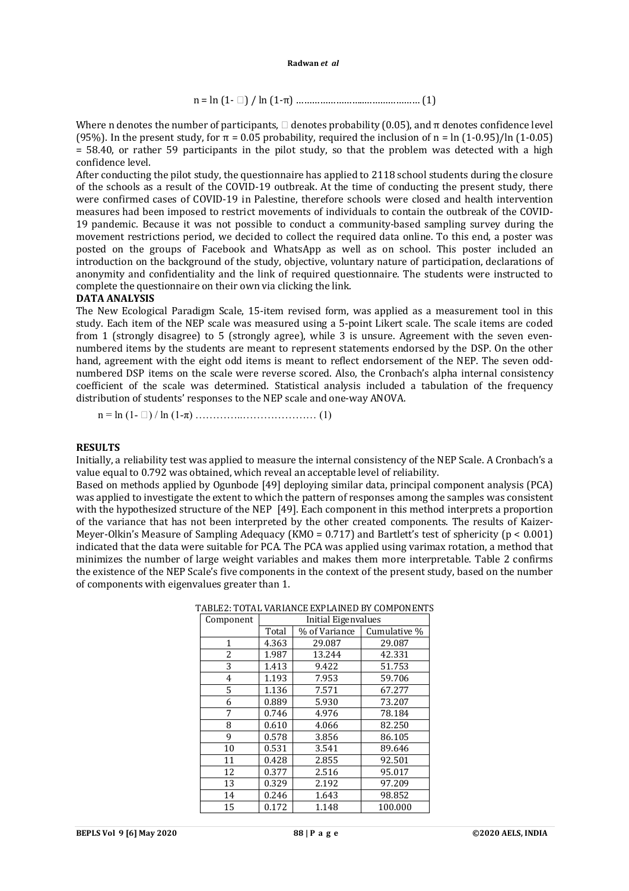$$n = \ln(1-\square) / \ln(1-\pi) \quad \ldots\ldots (1)$$

Where n denotes the number of participants, □ denotes probability (0.05), and π denotes confidence level (95%). In the present study, for π = 0.05 probability, required the inclusion of n = ln (1-0.95)/ln (1-0.05) = 58.40, or rather 59 participants in the pilot study, so that the problem was detected with a high confidence level.

After conducting the pilot study, the questionnaire has applied to 2118 school students during the closure of the schools as a result of the COVID-19 outbreak. At the time of conducting the present study, there were confirmed cases of COVID-19 in Palestine, therefore schools were closed and health intervention measures had been imposed to restrict movements of individuals to contain the outbreak of the COVID-19 pandemic. Because it was not possible to conduct a community-based sampling survey during the movement restrictions period, we decided to collect the required data online. To this end, a poster was posted on the groups of Facebook and WhatsApp as well as on school. This poster included an introduction on the background of the study, objective, voluntary nature of participation, declarations of anonymity and confidentiality and the link of required questionnaire. The students were instructed to complete the questionnaire on their own via clicking the link.

## DATA ANALYSIS

The New Ecological Paradigm Scale, 15-item revised form, was applied as a measurement tool in this study. Each item of the NEP scale was measured using a 5-point Likert scale. The scale items are coded from 1 (strongly disagree) to 5 (strongly agree), while 3 is unsure. Agreement with the seven even-numbered items by the students are meant to represent statements endorsed by the DSP. On the other hand, agreement with the eight odd items is meant to reflect endorsement of the NEP. The seven odd-numbered DSP items on the scale were reverse scored. Also, the Cronbach's alpha internal consistency coefficient of the scale was determined. Statistical analysis included a tabulation of the frequency distribution of students' responses to the NEP scale and one-way ANOVA.

$$n = \ln(1-\square) / \ln(1-\pi) \quad \ldots\ldots (1)$$

## RESULTS

Initially, a reliability test was applied to measure the internal consistency of the NEP Scale. A Cronbach's a value equal to 0.792 was obtained, which reveal an acceptable level of reliability.

Based on methods applied by Ogunbode [49] deploying similar data, principal component analysis (PCA) was applied to investigate the extent to which the pattern of responses among the samples was consistent with the hypothesized structure of the NEP [49]. Each component in this method interprets a proportion of the variance that has not been interpreted by the other created components. The results of Kaizer-Meyer-Olkin's Measure of Sampling Adequacy (KMO = 0.717) and Bartlett's test of sphericity ($p < 0.001$) indicated that the data were suitable for PCA. The PCA was applied using varimax rotation, a method that minimizes the number of large weight variables and makes them more interpretable. Table 2 confirms the existence of the NEP Scale's five components in the context of the present study, based on the number of components with eigenvalues greater than 1.

TABLE2: TOTAL VARIANCE EXPLAINED BY COMPONENTS

| Component | Initial Eigenvalues | | |
|---|---|---|---|
| | Total | % of Variance | Cumulative % |
| 1 | 4.363 | 29.087 | 29.087 |
| 2 | 1.987 | 13.244 | 42.331 |
| 3 | 1.413 | 9.422 | 51.753 |
| 4 | 1.193 | 7.953 | 59.706 |
| 5 | 1.136 | 7.571 | 67.277 |
| 6 | 0.889 | 5.930 | 73.207 |
| 7 | 0.746 | 4.976 | 78.184 |
| 8 | 0.610 | 4.066 | 82.250 |
| 9 | 0.578 | 3.856 | 86.105 |
| 10 | 0.531 | 3.541 | 89.646 |
| 11 | 0.428 | 2.855 | 92.501 |
| 12 | 0.377 | 2.516 | 95.017 |
| 13 | 0.329 | 2.192 | 97.209 |
| 14 | 0.246 | 1.643 | 98.852 |
| 15 | 0.172 | 1.148 | 100.000 |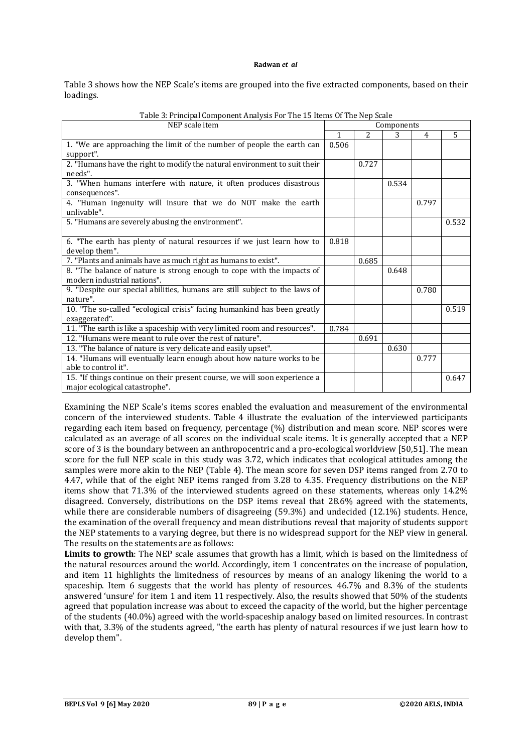Table 3 shows how the NEP Scale's items are grouped into the five extracted components, based on their loadings.

Table 3: Principal Component Analysis For The 15 Items Of The Nep Scale

| NEP scale item | Components | | | | |
|---|---|---|---|---|---|
| | 1 | 2 | 3 | 4 | 5 |
| 1. "We are approaching the limit of the number of people the earth can support". | 0.506 | | | | |
| 2. "Humans have the right to modify the natural environment to suit their needs". | | 0.727 | | | |
| 3. "When humans interfere with nature, it often produces disastrous consequences". | | | 0.534 | | |
| 4. "Human ingenuity will insure that we do NOT make the earth unlivable". | | | | 0.797 | |
| 5. "Humans are severely abusing the environment". | | | | | 0.532 |
| 6. "The earth has plenty of natural resources if we just learn how to develop them". | 0.818 | | | | |
| 7. "Plants and animals have as much right as humans to exist". | | 0.685 | | | |
| 8. "The balance of nature is strong enough to cope with the impacts of modern industrial nations". | | | 0.648 | | |
| 9. "Despite our special abilities, humans are still subject to the laws of nature". | | | | 0.780 | |
| 10. "The so-called "ecological crisis" facing humankind has been greatly exaggerated". | | | | | 0.519 |
| 11. "The earth is like a spaceship with very limited room and resources". | 0.784 | | | | |
| 12. "Humans were meant to rule over the rest of nature". | | 0.691 | | | |
| 13. "The balance of nature is very delicate and easily upset". | | | 0.630 | | |
| 14. "Humans will eventually learn enough about how nature works to be able to control it". | | | | 0.777 | |
| 15. "If things continue on their present course, we will soon experience a major ecological catastrophe". | | | | | 0.647 |

Examining the NEP Scale's items scores enabled the evaluation and measurement of the environmental concern of the interviewed students. Table 4 illustrate the evaluation of the interviewed participants regarding each item based on frequency, percentage (%) distribution and mean score. NEP scores were calculated as an average of all scores on the individual scale items. It is generally accepted that a NEP score of 3 is the boundary between an anthropocentric and a pro-ecological worldview [50,51]. The mean score for the full NEP scale in this study was 3.72, which indicates that ecological attitudes among the samples were more akin to the NEP (Table 4). The mean score for seven DSP items ranged from 2.70 to 4.47, while that of the eight NEP items ranged from 3.28 to 4.35. Frequency distributions on the NEP items show that 71.3% of the interviewed students agreed on these statements, whereas only 14.2% disagreed. Conversely, distributions on the DSP items reveal that 28.6% agreed with the statements, while there are considerable numbers of disagreeing (59.3%) and undecided (12.1%) students. Hence, the examination of the overall frequency and mean distributions reveal that majority of students support the NEP statements to a varying degree, but there is no widespread support for the NEP view in general. The results on the statements are as follows:

**Limits to growth**: The NEP scale assumes that growth has a limit, which is based on the limitedness of the natural resources around the world. Accordingly, item 1 concentrates on the increase of population, and item 11 highlights the limitedness of resources by means of an analogy likening the world to a spaceship. Item 6 suggests that the world has plenty of resources. 46.7% and 8.3% of the students answered 'unsure' for item 1 and item 11 respectively. Also, the results showed that 50% of the students agreed that population increase was about to exceed the capacity of the world, but the higher percentage of the students (40.0%) agreed with the world-spaceship analogy based on limited resources. In contrast with that, 3.3% of the students agreed, "the earth has plenty of natural resources if we just learn how to develop them".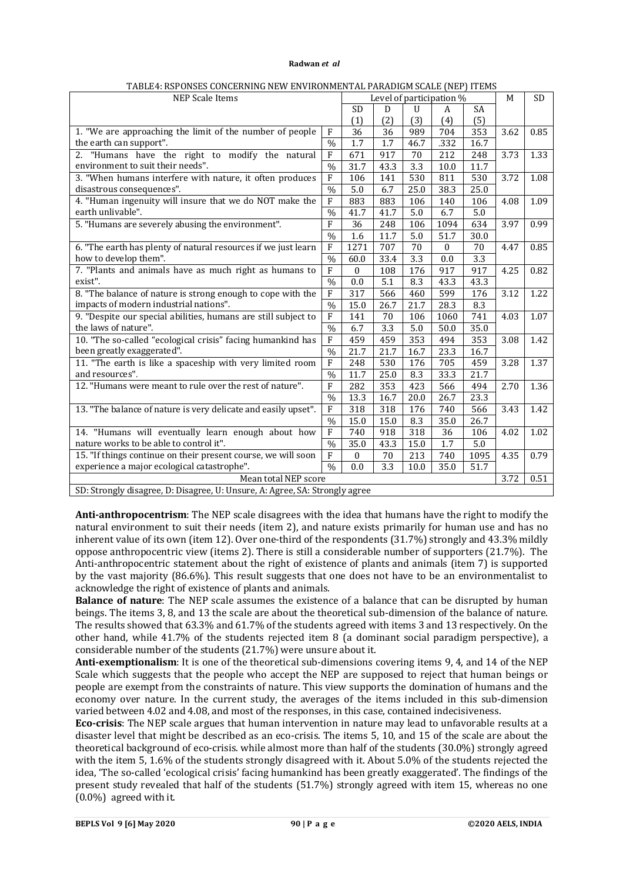TABLE4: RSPONSES CONCERNING NEW ENVIRONMENTAL PARADIGM SCALE (NEP) ITEMS

| NEP Scale Items | | Level of participation % | | | | | M | SD |
|---|---|---|---|---|---|---|---|---|
| | | SD (1) | D (2) | U (3) | A (4) | SA (5) | | |
| 1. "We are approaching the limit of the number of people the earth can support". | F | 36 | 36 | 989 | 704 | 353 | 3.62 | 0.85 |
| | % | 1.7 | 1.7 | 46.7 | .332 | 16.7 | | |
| 2. "Humans have the right to modify the natural environment to suit their needs". | F | 671 | 917 | 70 | 212 | 248 | 3.73 | 1.33 |
| | % | 31.7 | 43.3 | 3.3 | 10.0 | 11.7 | | |
| 3. "When humans interfere with nature, it often produces disastrous consequences". | F | 106 | 141 | 530 | 811 | 530 | 3.72 | 1.08 |
| | % | 5.0 | 6.7 | 25.0 | 38.3 | 25.0 | | |
| 4. "Human ingenuity will insure that we do NOT make the earth unlivable". | F | 883 | 883 | 106 | 140 | 106 | 4.08 | 1.09 |
| | % | 41.7 | 41.7 | 5.0 | 6.7 | 5.0 | | |
| 5. "Humans are severely abusing the environment". | F | 36 | 248 | 106 | 1094 | 634 | 3.97 | 0.99 |
| | % | 1.6 | 11.7 | 5.0 | 51.7 | 30.0 | | |
| 6. "The earth has plenty of natural resources if we just learn how to develop them". | F | 1271 | 707 | 70 | 0 | 70 | 4.47 | 0.85 |
| | % | 60.0 | 33.4 | 3.3 | 0.0 | 3.3 | | |
| 7. "Plants and animals have as much right as humans to exist". | F | 0 | 108 | 176 | 917 | 917 | 4.25 | 0.82 |
| | % | 0.0 | 5.1 | 8.3 | 43.3 | 43.3 | | |
| 8. "The balance of nature is strong enough to cope with the impacts of modern industrial nations". | F | 317 | 566 | 460 | 599 | 176 | 3.12 | 1.22 |
| | % | 15.0 | 26.7 | 21.7 | 28.3 | 8.3 | | |
| 9. "Despite our special abilities, humans are still subject to the laws of nature". | F | 141 | 70 | 106 | 1060 | 741 | 4.03 | 1.07 |
| | % | 6.7 | 3.3 | 5.0 | 50.0 | 35.0 | | |
| 10. "The so-called "ecological crisis" facing humankind has been greatly exaggerated". | F | 459 | 459 | 353 | 494 | 353 | 3.08 | 1.42 |
| | % | 21.7 | 21.7 | 16.7 | 23.3 | 16.7 | | |
| 11. "The earth is like a spaceship with very limited room and resources". | F | 248 | 530 | 176 | 705 | 459 | 3.28 | 1.37 |
| | % | 11.7 | 25.0 | 8.3 | 33.3 | 21.7 | | |
| 12. "Humans were meant to rule over the rest of nature". | F | 282 | 353 | 423 | 566 | 494 | 2.70 | 1.36 |
| | % | 13.3 | 16.7 | 20.0 | 26.7 | 23.3 | | |
| 13. "The balance of nature is very delicate and easily upset". | F | 318 | 318 | 176 | 740 | 566 | 3.43 | 1.42 |
| | % | 15.0 | 15.0 | 8.3 | 35.0 | 26.7 | | |
| 14. "Humans will eventually learn enough about how nature works to be able to control it". | F | 740 | 918 | 318 | 36 | 106 | 4.02 | 1.02 |
| | % | 35.0 | 43.3 | 15.0 | 1.7 | 5.0 | | |
| 15. "If things continue on their present course, we will soon experience a major ecological catastrophe". | F | 0 | 70 | 213 | 740 | 1095 | 4.35 | 0.79 |
| | % | 0.0 | 3.3 | 10.0 | 35.0 | 51.7 | | |
| Mean total NEP score | | | | | | | 3.72 | 0.51 |

SD: Strongly disagree, D: Disagree, U: Unsure, A: Agree, SA: Strongly agree

**Anti-anthropocentrism**: The NEP scale disagrees with the idea that humans have the right to modify the natural environment to suit their needs (item 2), and nature exists primarily for human use and has no inherent value of its own (item 12). Over one-third of the respondents (31.7%) strongly and 43.3% mildly oppose anthropocentric view (items 2). There is still a considerable number of supporters (21.7%). The Anti-anthropocentric statement about the right of existence of plants and animals (item 7) is supported by the vast majority (86.6%). This result suggests that one does not have to be an environmentalist to acknowledge the right of existence of plants and animals.

**Balance of nature**: The NEP scale assumes the existence of a balance that can be disrupted by human beings. The items 3, 8, and 13 the scale are about the theoretical sub-dimension of the balance of nature. The results showed that 63.3% and 61.7% of the students agreed with items 3 and 13 respectively. On the other hand, while 41.7% of the students rejected item 8 (a dominant social paradigm perspective), a considerable number of the students (21.7%) were unsure about it.

**Anti-exemptionalism**: It is one of the theoretical sub-dimensions covering items 9, 4, and 14 of the NEP Scale which suggests that the people who accept the NEP are supposed to reject that human beings or people are exempt from the constraints of nature. This view supports the domination of humans and the economy over nature. In the current study, the averages of the items included in this sub-dimension varied between 4.02 and 4.08, and most of the responses, in this case, contained indecisiveness.

**Eco-crisis**: The NEP scale argues that human intervention in nature may lead to unfavorable results at a disaster level that might be described as an eco-crisis. The items 5, 10, and 15 of the scale are about the theoretical background of eco-crisis. while almost more than half of the students (30.0%) strongly agreed with the item 5, 1.6% of the students strongly disagreed with it. About 5.0% of the students rejected the idea, 'The so-called 'ecological crisis' facing humankind has been greatly exaggerated'. The findings of the present study revealed that half of the students (51.7%) strongly agreed with item 15, whereas no one (0.0%) agreed with it.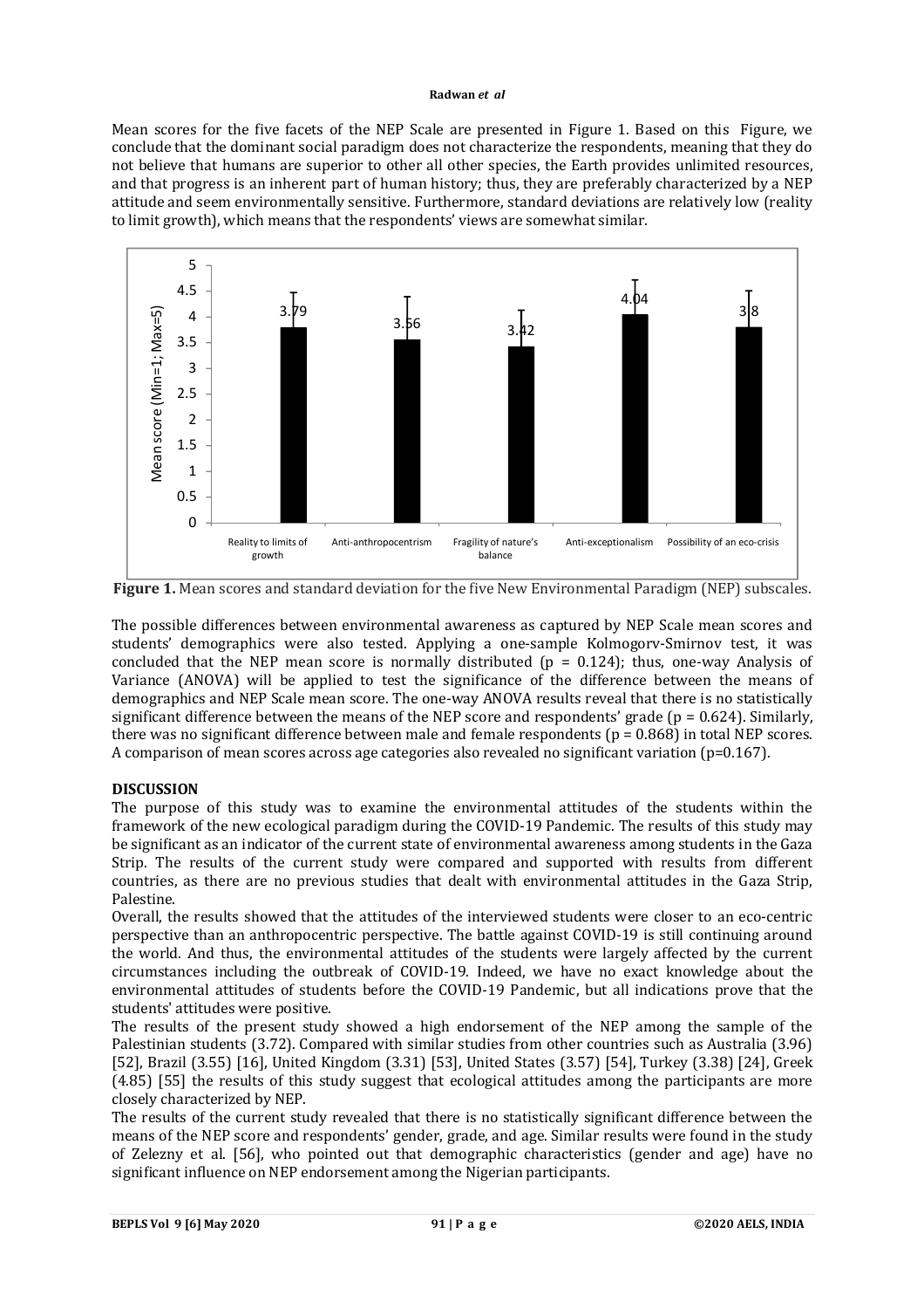Mean scores for the five facets of the NEP Scale are presented in Figure 1. Based on this Figure, we conclude that the dominant social paradigm does not characterize the respondents, meaning that they do not believe that humans are superior to other all other species, the Earth provides unlimited resources, and that progress is an inherent part of human history; thus, they are preferably characterized by a NEP attitude and seem environmentally sensitive. Furthermore, standard deviations are relatively low (reality to limit growth), which means that the respondents' views are somewhat similar.

**Figure 1.** Mean scores and standard deviation for the five New Environmental Paradigm (NEP) subscales.

The possible differences between environmental awareness as captured by NEP Scale mean scores and students' demographics were also tested. Applying a one-sample Kolmogorv-Smirnov test, it was concluded that the NEP mean score is normally distributed ($p = 0.124$); thus, one-way Analysis of Variance (ANOVA) will be applied to test the significance of the difference between the means of demographics and NEP Scale mean score. The one-way ANOVA results reveal that there is no statistically significant difference between the means of the NEP score and respondents' grade ($p = 0.624$). Similarly, there was no significant difference between male and female respondents ($p = 0.868$) in total NEP scores. A comparison of mean scores across age categories also revealed no significant variation ($p=0.167$).

## DISCUSSION

The purpose of this study was to examine the environmental attitudes of the students within the framework of the new ecological paradigm during the COVID-19 Pandemic. The results of this study may be significant as an indicator of the current state of environmental awareness among students in the Gaza Strip. The results of the current study were compared and supported with results from different countries, as there are no previous studies that dealt with environmental attitudes in the Gaza Strip, Palestine.

Overall, the results showed that the attitudes of the interviewed students were closer to an eco-centric perspective than an anthropocentric perspective. The battle against COVID-19 is still continuing around the world. And thus, the environmental attitudes of the students were largely affected by the current circumstances including the outbreak of COVID-19. Indeed, we have no exact knowledge about the environmental attitudes of students before the COVID-19 Pandemic, but all indications prove that the students' attitudes were positive.

The results of the present study showed a high endorsement of the NEP among the sample of the Palestinian students (3.72). Compared with similar studies from other countries such as Australia (3.96) [52], Brazil (3.55) [16], United Kingdom (3.31) [53], United States (3.57) [54], Turkey (3.38) [24], Greek (4.85) [55] the results of this study suggest that ecological attitudes among the participants are more closely characterized by NEP.

The results of the current study revealed that there is no statistically significant difference between the means of the NEP score and respondents' gender, grade, and age. Similar results were found in the study of Zelezny et al. [56], who pointed out that demographic characteristics (gender and age) have no significant influence on NEP endorsement among the Nigerian participants.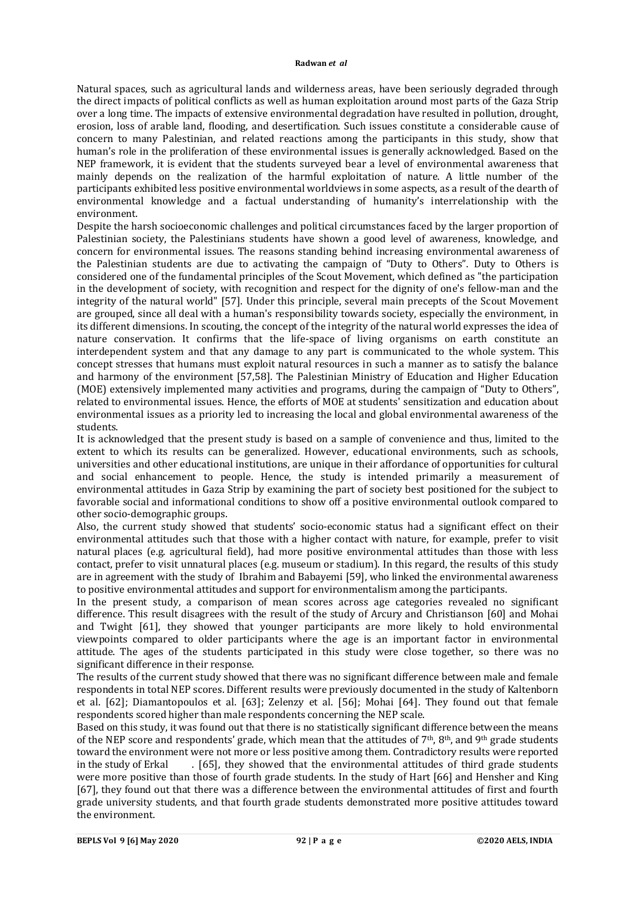Natural spaces, such as agricultural lands and wilderness areas, have been seriously degraded through the direct impacts of political conflicts as well as human exploitation around most parts of the Gaza Strip over a long time. The impacts of extensive environmental degradation have resulted in pollution, drought, erosion, loss of arable land, flooding, and desertification. Such issues constitute a considerable cause of concern to many Palestinian, and related reactions among the participants in this study, show that human's role in the proliferation of these environmental issues is generally acknowledged. Based on the NEP framework, it is evident that the students surveyed bear a level of environmental awareness that mainly depends on the realization of the harmful exploitation of nature. A little number of the participants exhibited less positive environmental worldviews in some aspects, as a result of the dearth of environmental knowledge and a factual understanding of humanity's interrelationship with the environment.

Despite the harsh socioeconomic challenges and political circumstances faced by the larger proportion of Palestinian society, the Palestinians students have shown a good level of awareness, knowledge, and concern for environmental issues. The reasons standing behind increasing environmental awareness of the Palestinian students are due to activating the campaign of "Duty to Others". Duty to Others is considered one of the fundamental principles of the Scout Movement, which defined as "the participation in the development of society, with recognition and respect for the dignity of one's fellow-man and the integrity of the natural world" [57]. Under this principle, several main precepts of the Scout Movement are grouped, since all deal with a human's responsibility towards society, especially the environment, in its different dimensions. In scouting, the concept of the integrity of the natural world expresses the idea of nature conservation. It confirms that the life-space of living organisms on earth constitute an interdependent system and that any damage to any part is communicated to the whole system. This concept stresses that humans must exploit natural resources in such a manner as to satisfy the balance and harmony of the environment [57,58]. The Palestinian Ministry of Education and Higher Education (MOE) extensively implemented many activities and programs, during the campaign of "Duty to Others", related to environmental issues. Hence, the efforts of MOE at students' sensitization and education about environmental issues as a priority led to increasing the local and global environmental awareness of the students.

It is acknowledged that the present study is based on a sample of convenience and thus, limited to the extent to which its results can be generalized. However, educational environments, such as schools, universities and other educational institutions, are unique in their affordance of opportunities for cultural and social enhancement to people. Hence, the study is intended primarily a measurement of environmental attitudes in Gaza Strip by examining the part of society best positioned for the subject to favorable social and informational conditions to show off a positive environmental outlook compared to other socio-demographic groups.

Also, the current study showed that students' socio-economic status had a significant effect on their environmental attitudes such that those with a higher contact with nature, for example, prefer to visit natural places (e.g. agricultural field), had more positive environmental attitudes than those with less contact, prefer to visit unnatural places (e.g. museum or stadium). In this regard, the results of this study are in agreement with the study of Ibrahim and Babayemi [59], who linked the environmental awareness to positive environmental attitudes and support for environmentalism among the participants.

In the present study, a comparison of mean scores across age categories revealed no significant difference. This result disagrees with the result of the study of Arcury and Christianson [60] and Mohai and Twight [61], they showed that younger participants are more likely to hold environmental viewpoints compared to older participants where the age is an important factor in environmental attitude. The ages of the students participated in this study were close together, so there was no significant difference in their response.

The results of the current study showed that there was no significant difference between male and female respondents in total NEP scores. Different results were previously documented in the study of Kaltenborn et al. [62]; Diamantopoulos et al. [63]; Zelenzy et al. [56]; Mohai [64]. They found out that female respondents scored higher than male respondents concerning the NEP scale.

Based on this study, it was found out that there is no statistically significant difference between the means of the NEP score and respondents' grade, which mean that the attitudes of 7th, 8th, and 9th grade students toward the environment were not more or less positive among them. Contradictory results were reported in the study of Erkal . [65], they showed that the environmental attitudes of third grade students were more positive than those of fourth grade students. In the study of Hart [66] and Hensher and King [67], they found out that there was a difference between the environmental attitudes of first and fourth grade university students, and that fourth grade students demonstrated more positive attitudes toward the environment.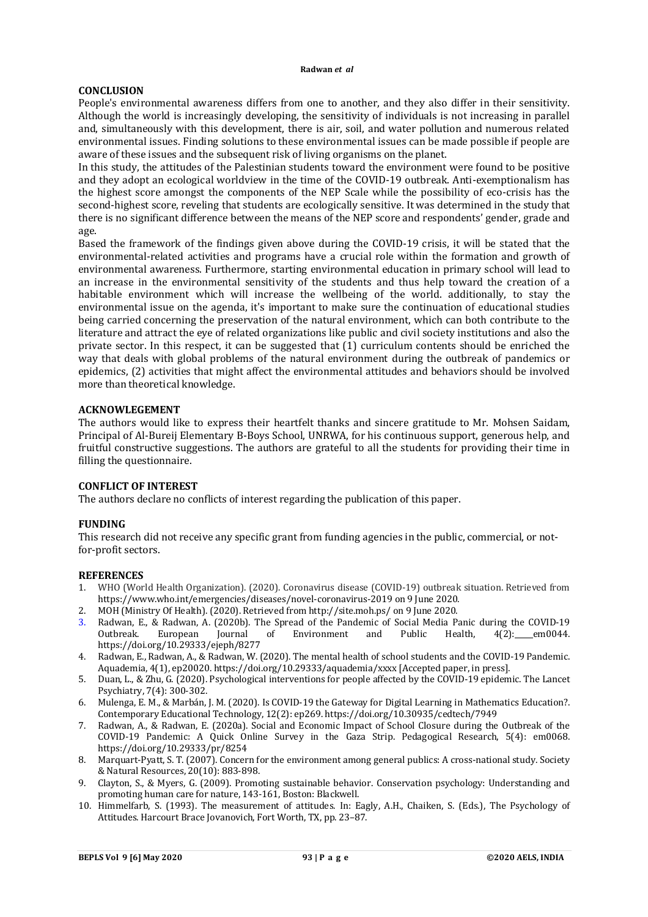## CONCLUSION

People's environmental awareness differs from one to another, and they also differ in their sensitivity. Although the world is increasingly developing, the sensitivity of individuals is not increasing in parallel and, simultaneously with this development, there is air, soil, and water pollution and numerous related environmental issues. Finding solutions to these environmental issues can be made possible if people are aware of these issues and the subsequent risk of living organisms on the planet.

In this study, the attitudes of the Palestinian students toward the environment were found to be positive and they adopt an ecological worldview in the time of the COVID-19 outbreak. Anti-exemptionalism has the highest score amongst the components of the NEP Scale while the possibility of eco-crisis has the second-highest score, reveling that students are ecologically sensitive. It was determined in the study that there is no significant difference between the means of the NEP score and respondents' gender, grade and age.

Based the framework of the findings given above during the COVID-19 crisis, it will be stated that the environmental-related activities and programs have a crucial role within the formation and growth of environmental awareness. Furthermore, starting environmental education in primary school will lead to an increase in the environmental sensitivity of the students and thus help toward the creation of a habitable environment which will increase the wellbeing of the world. additionally, to stay the environmental issue on the agenda, it's important to make sure the continuation of educational studies being carried concerning the preservation of the natural environment, which can both contribute to the literature and attract the eye of related organizations like public and civil society institutions and also the private sector. In this respect, it can be suggested that (1) curriculum contents should be enriched the way that deals with global problems of the natural environment during the outbreak of pandemics or epidemics, (2) activities that might affect the environmental attitudes and behaviors should be involved more than theoretical knowledge.

## ACKNOWLEGEMENT

The authors would like to express their heartfelt thanks and sincere gratitude to Mr. Mohsen Saidam, Principal of Al-Bureij Elementary B-Boys School, UNRWA, for his continuous support, generous help, and fruitful constructive suggestions. The authors are grateful to all the students for providing their time in filling the questionnaire.

## CONFLICT OF INTEREST

The authors declare no conflicts of interest regarding the publication of this paper.

## FUNDING

This research did not receive any specific grant from funding agencies in the public, commercial, or not-for-profit sectors.

## REFERENCES

1. WHO (World Health Organization). (2020). Coronavirus disease (COVID-19) outbreak situation. Retrieved from https://www.who.int/emergencies/diseases/novel-coronavirus-2019 on 9 June 2020.
2. MOH (Ministry Of Health). (2020). Retrieved from http://site.moh.ps/ on 9 June 2020.
3. Radwan, E., & Radwan, A. (2020b). The Spread of the Pandemic of Social Media Panic during the COVID-19 Outbreak. European Journal of Environment and Public Health, 4(2): em0044. https://doi.org/10.29333/ejeph/8277
4. Radwan, E., Radwan, A., & Radwan, W. (2020). The mental health of school students and the COVID-19 Pandemic. Aquademia, 4(1), ep20020. https://doi.org/10.29333/aquademia/xxxx [Accepted paper, in press].
5. Duan, L., & Zhu, G. (2020). Psychological interventions for people affected by the COVID-19 epidemic. The Lancet Psychiatry, 7(4): 300-302.
6. Mulenga, E. M., & Marbán, J. M. (2020). Is COVID-19 the Gateway for Digital Learning in Mathematics Education?. Contemporary Educational Technology, 12(2): ep269. https://doi.org/10.30935/cedtech/7949
7. Radwan, A., & Radwan, E. (2020a). Social and Economic Impact of School Closure during the Outbreak of the COVID-19 Pandemic: A Quick Online Survey in the Gaza Strip. Pedagogical Research, 5(4): em0068. https://doi.org/10.29333/pr/8254
8. Marquart-Pyatt, S. T. (2007). Concern for the environment among general publics: A cross-national study. Society & Natural Resources, 20(10): 883-898.
9. Clayton, S., & Myers, G. (2009). Promoting sustainable behavior. Conservation psychology: Understanding and promoting human care for nature, 143-161, Boston: Blackwell.
10. Himmelfarb, S. (1993). The measurement of attitudes. In: Eagly, A.H., Chaiken, S. (Eds.), The Psychology of Attitudes. Harcourt Brace Jovanovich, Fort Worth, TX, pp. 23–87.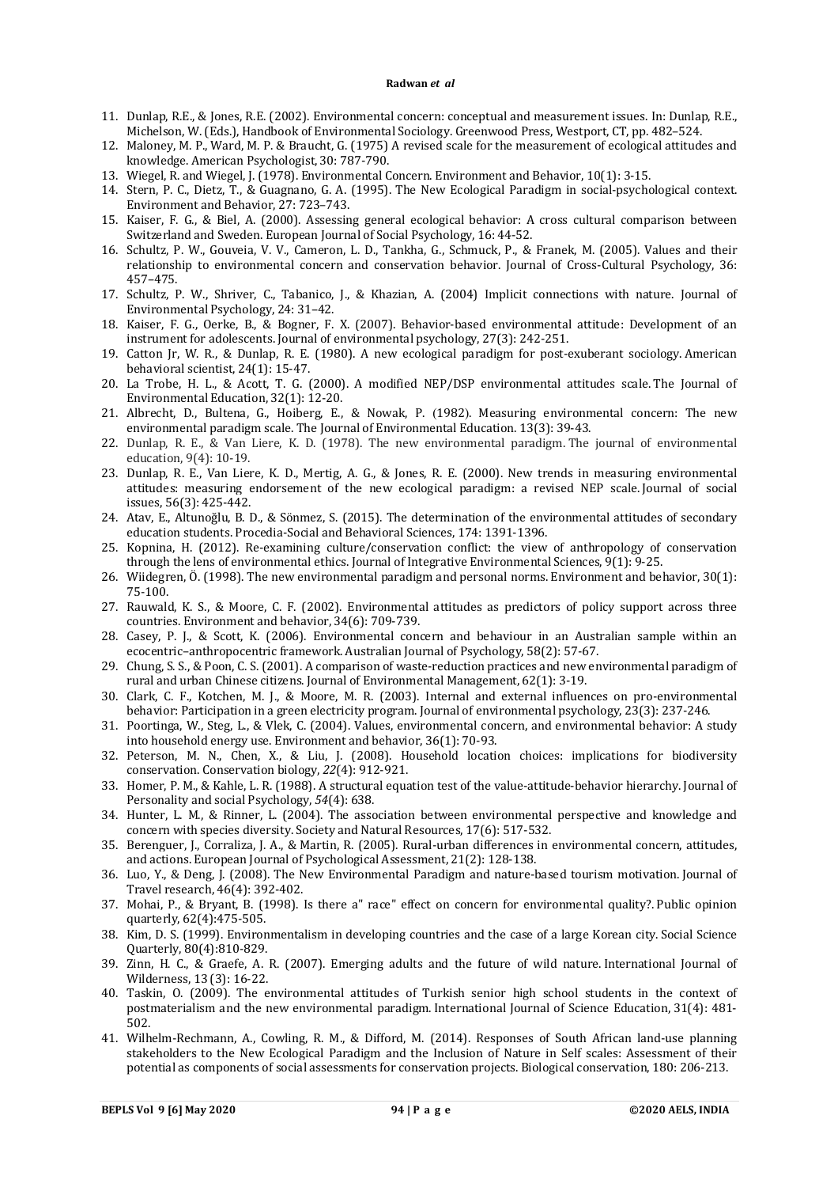11. Dunlap, R.E., & Jones, R.E. (2002). Environmental concern: conceptual and measurement issues. In: Dunlap, R.E., Michelson, W. (Eds.), Handbook of Environmental Sociology. Greenwood Press, Westport, CT, pp. 482–524.
12. Maloney, M. P., Ward, M. P. & Braucht, G. (1975) A revised scale for the measurement of ecological attitudes and knowledge. American Psychologist, 30: 787-790.
13. Wiegel, R. and Wiegel, J. (1978). Environmental Concern. Environment and Behavior, 10(1): 3-15.
14. Stern, P. C., Dietz, T., & Guagnano, G. A. (1995). The New Ecological Paradigm in social-psychological context. Environment and Behavior, 27: 723–743.
15. Kaiser, F. G., & Biel, A. (2000). Assessing general ecological behavior: A cross cultural comparison between Switzerland and Sweden. European Journal of Social Psychology, 16: 44-52.
16. Schultz, P. W., Gouveia, V. V., Cameron, L. D., Tankha, G., Schmuck, P., & Franek, M. (2005). Values and their relationship to environmental concern and conservation behavior. Journal of Cross-Cultural Psychology, 36: 457–475.
17. Schultz, P. W., Shriver, C., Tabanico, J., & Khazian, A. (2004) Implicit connections with nature. Journal of Environmental Psychology, 24: 31–42.
18. Kaiser, F. G., Oerke, B., & Bogner, F. X. (2007). Behavior-based environmental attitude: Development of an instrument for adolescents. Journal of environmental psychology, 27(3): 242-251.
19. Catton Jr, W. R., & Dunlap, R. E. (1980). A new ecological paradigm for post-exuberant sociology. American behavioral scientist, 24(1): 15-47.
20. La Trobe, H. L., & Acott, T. G. (2000). A modified NEP/DSP environmental attitudes scale. The Journal of Environmental Education, 32(1): 12-20.
21. Albrecht, D., Bultena, G., Hoiberg, E., & Nowak, P. (1982). Measuring environmental concern: The new environmental paradigm scale. The Journal of Environmental Education. 13(3): 39-43.
22. Dunlap, R. E., & Van Liere, K. D. (1978). The new environmental paradigm. The journal of environmental education, 9(4): 10-19.
23. Dunlap, R. E., Van Liere, K. D., Mertig, A. G., & Jones, R. E. (2000). New trends in measuring environmental attitudes: measuring endorsement of the new ecological paradigm: a revised NEP scale. Journal of social issues, 56(3): 425-442.
24. Atav, E., Altunoğlu, B. D., & Sönmez, S. (2015). The determination of the environmental attitudes of secondary education students. Procedia-Social and Behavioral Sciences, 174: 1391-1396.
25. Kopnina, H. (2012). Re-examining culture/conservation conflict: the view of anthropology of conservation through the lens of environmental ethics. Journal of Integrative Environmental Sciences, 9(1): 9-25.
26. Wiidegren, Ö. (1998). The new environmental paradigm and personal norms. Environment and behavior, 30(1): 75-100.
27. Rauwald, K. S., & Moore, C. F. (2002). Environmental attitudes as predictors of policy support across three countries. Environment and behavior, 34(6): 709-739.
28. Casey, P. J., & Scott, K. (2006). Environmental concern and behaviour in an Australian sample within an ecocentric–anthropocentric framework. Australian Journal of Psychology, 58(2): 57-67.
29. Chung, S. S., & Poon, C. S. (2001). A comparison of waste-reduction practices and new environmental paradigm of rural and urban Chinese citizens. Journal of Environmental Management, 62(1): 3-19.
30. Clark, C. F., Kotchen, M. J., & Moore, M. R. (2003). Internal and external influences on pro-environmental behavior: Participation in a green electricity program. Journal of environmental psychology, 23(3): 237-246.
31. Poortinga, W., Steg, L., & Vlek, C. (2004). Values, environmental concern, and environmental behavior: A study into household energy use. Environment and behavior, 36(1): 70-93.
32. Peterson, M. N., Chen, X., & Liu, J. (2008). Household location choices: implications for biodiversity conservation. Conservation biology, *22*(4): 912-921.
33. Homer, P. M., & Kahle, L. R. (1988). A structural equation test of the value-attitude-behavior hierarchy. Journal of Personality and social Psychology, *54*(4): 638.
34. Hunter, L. M., & Rinner, L. (2004). The association between environmental perspective and knowledge and concern with species diversity. Society and Natural Resources, 17(6): 517-532.
35. Berenguer, J., Corraliza, J. A., & Martin, R. (2005). Rural-urban differences in environmental concern, attitudes, and actions. European Journal of Psychological Assessment, 21(2): 128-138.
36. Luo, Y., & Deng, J. (2008). The New Environmental Paradigm and nature-based tourism motivation. Journal of Travel research, 46(4): 392-402.
37. Mohai, P., & Bryant, B. (1998). Is there a" race" effect on concern for environmental quality?. Public opinion quarterly, 62(4):475-505.
38. Kim, D. S. (1999). Environmentalism in developing countries and the case of a large Korean city. Social Science Quarterly, 80(4):810-829.
39. Zinn, H. C., & Graefe, A. R. (2007). Emerging adults and the future of wild nature. International Journal of Wilderness, 13 (3): 16-22.
40. Taskin, O. (2009). The environmental attitudes of Turkish senior high school students in the context of postmaterialism and the new environmental paradigm. International Journal of Science Education, 31(4): 481-502.
41. Wilhelm-Rechmann, A., Cowling, R. M., & Difford, M. (2014). Responses of South African land-use planning stakeholders to the New Ecological Paradigm and the Inclusion of Nature in Self scales: Assessment of their potential as components of social assessments for conservation projects. Biological conservation, 180: 206-213.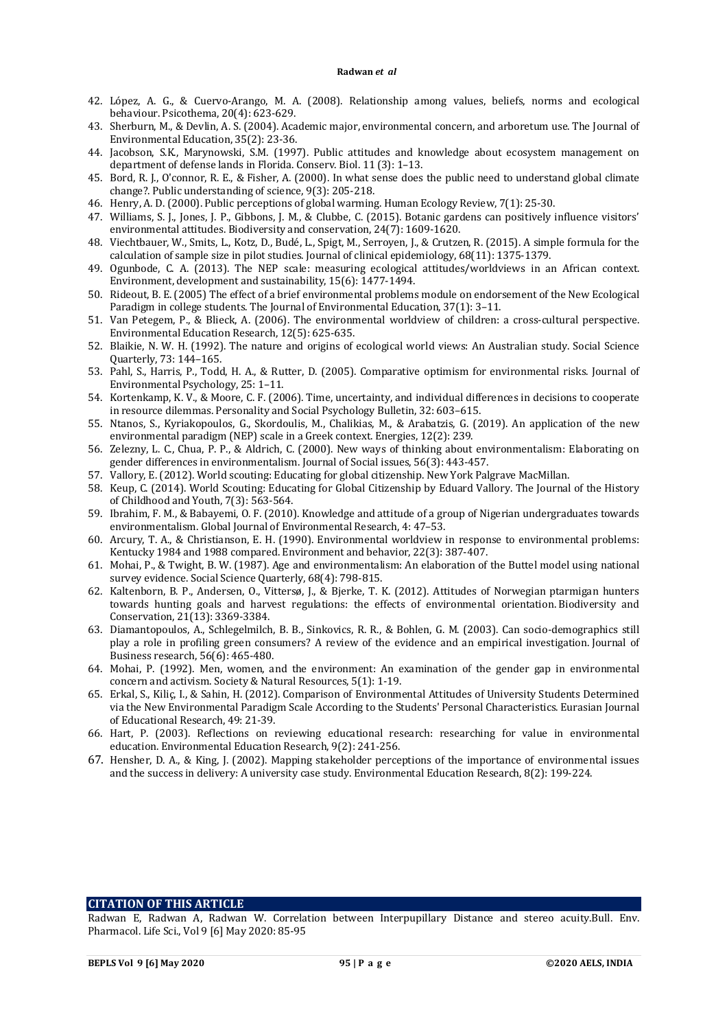42. López, A. G., & Cuervo-Arango, M. A. (2008). Relationship among values, beliefs, norms and ecological behaviour. Psicothema, 20(4): 623-629.
43. Sherburn, M., & Devlin, A. S. (2004). Academic major, environmental concern, and arboretum use. The Journal of Environmental Education, 35(2): 23-36.
44. Jacobson, S.K., Marynowski, S.M. (1997). Public attitudes and knowledge about ecosystem management on department of defense lands in Florida. Conserv. Biol. 11 (3): 1–13.
45. Bord, R. J., O'connor, R. E., & Fisher, A. (2000). In what sense does the public need to understand global climate change?. Public understanding of science, 9(3): 205-218.
46. Henry, A. D. (2000). Public perceptions of global warming. Human Ecology Review, 7(1): 25-30.
47. Williams, S. J., Jones, J. P., Gibbons, J. M., & Clubbe, C. (2015). Botanic gardens can positively influence visitors' environmental attitudes. Biodiversity and conservation, 24(7): 1609-1620.
48. Viechtbauer, W., Smits, L., Kotz, D., Budé, L., Spigt, M., Serroyen, J., & Crutzen, R. (2015). A simple formula for the calculation of sample size in pilot studies. Journal of clinical epidemiology, 68(11): 1375-1379.
49. Ogunbode, C. A. (2013). The NEP scale: measuring ecological attitudes/worldviews in an African context. Environment, development and sustainability, 15(6): 1477-1494.
50. Rideout, B. E. (2005) The effect of a brief environmental problems module on endorsement of the New Ecological Paradigm in college students. The Journal of Environmental Education, 37(1): 3–11.
51. Van Petegem, P., & Blieck, A. (2006). The environmental worldview of children: a cross-cultural perspective. Environmental Education Research, 12(5): 625-635.
52. Blaikie, N. W. H. (1992). The nature and origins of ecological world views: An Australian study. Social Science Quarterly, 73: 144–165.
53. Pahl, S., Harris, P., Todd, H. A., & Rutter, D. (2005). Comparative optimism for environmental risks. Journal of Environmental Psychology, 25: 1–11.
54. Kortenkamp, K. V., & Moore, C. F. (2006). Time, uncertainty, and individual differences in decisions to cooperate in resource dilemmas. Personality and Social Psychology Bulletin, 32: 603–615.
55. Ntanos, S., Kyriakopoulos, G., Skordoulis, M., Chalikias, M., & Arabatzis, G. (2019). An application of the new environmental paradigm (NEP) scale in a Greek context. Energies, 12(2): 239.
56. Zelezny, L. C., Chua, P. P., & Aldrich, C. (2000). New ways of thinking about environmentalism: Elaborating on gender differences in environmentalism. Journal of Social issues, 56(3): 443-457.
57. Vallory, E. (2012). World scouting: Educating for global citizenship. New York Palgrave MacMillan.
58. Keup, C. (2014). World Scouting: Educating for Global Citizenship by Eduard Vallory. The Journal of the History of Childhood and Youth, 7(3): 563-564.
59. Ibrahim, F. M., & Babayemi, O. F. (2010). Knowledge and attitude of a group of Nigerian undergraduates towards environmentalism. Global Journal of Environmental Research, 4: 47–53.
60. Arcury, T. A., & Christianson, E. H. (1990). Environmental worldview in response to environmental problems: Kentucky 1984 and 1988 compared. Environment and behavior, 22(3): 387-407.
61. Mohai, P., & Twight, B. W. (1987). Age and environmentalism: An elaboration of the Buttel model using national survey evidence. Social Science Quarterly, 68(4): 798-815.
62. Kaltenborn, B. P., Andersen, O., Vittersø, J., & Bjerke, T. K. (2012). Attitudes of Norwegian ptarmigan hunters towards hunting goals and harvest regulations: the effects of environmental orientation. Biodiversity and Conservation, 21(13): 3369-3384.
63. Diamantopoulos, A., Schlegelmilch, B. B., Sinkovics, R. R., & Bohlen, G. M. (2003). Can socio-demographics still play a role in profiling green consumers? A review of the evidence and an empirical investigation. Journal of Business research, 56(6): 465-480.
64. Mohai, P. (1992). Men, women, and the environment: An examination of the gender gap in environmental concern and activism. Society & Natural Resources, 5(1): 1-19.
65. Erkal, S., Kiliç, I., & Sahin, H. (2012). Comparison of Environmental Attitudes of University Students Determined via the New Environmental Paradigm Scale According to the Students' Personal Characteristics. Eurasian Journal of Educational Research, 49: 21-39.
66. Hart, P. (2003). Reflections on reviewing educational research: researching for value in environmental education. Environmental Education Research, 9(2): 241-256.
67. Hensher, D. A., & King, J. (2002). Mapping stakeholder perceptions of the importance of environmental issues and the success in delivery: A university case study. Environmental Education Research, 8(2): 199-224.

**CITATION OF THIS ARTICLE**

Radwan E, Radwan A, Radwan W. Correlation between Interpupillary Distance and stereo acuity.Bull. Env. Pharmacol. Life Sci., Vol 9 [6] May 2020: 85-95